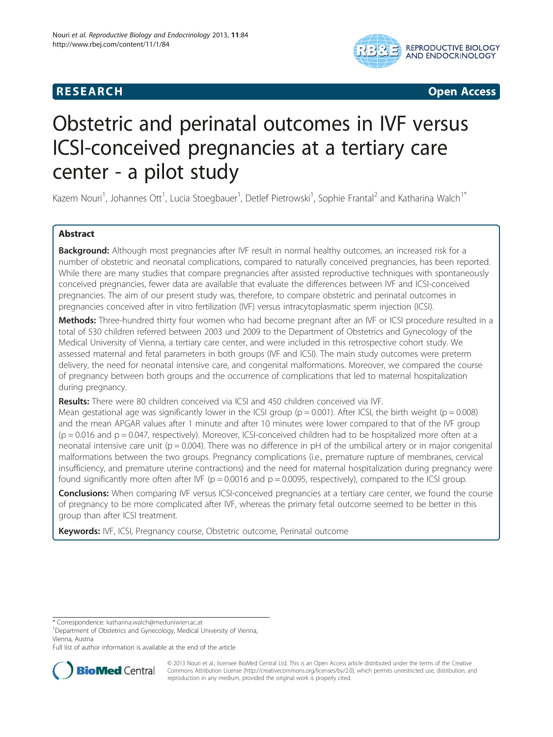RESEARCH Open Access

# Obstetric and perinatal outcomes in IVF versus ICSI-conceived pregnancies at a tertiary care center - a pilot study

Kazem Nouri[1], Johannes Ott[1], Lucia Stoegbauer[1], Detlef Pietrowski[1], Sophie Frantal[2] and Katharina Walch[1*]

## Abstract

**Background:** Although most pregnancies after IVF result in normal healthy outcomes, an increased risk for a number of obstetric and neonatal complications, compared to naturally conceived pregnancies, has been reported. While there are many studies that compare pregnancies after assisted reproductive techniques with spontaneously conceived pregnancies, fewer data are available that evaluate the differences between IVF and ICSI-conceived pregnancies. The aim of our present study was, therefore, to compare obstetric and perinatal outcomes in pregnancies conceived after in vitro fertilization (IVF) versus intracytoplasmatic sperm injection (ICSI).

**Methods:** Three-hundred thirty four women who had become pregnant after an IVF or ICSI procedure resulted in a total of 530 children referred between 2003 und 2009 to the Department of Obstetrics and Gynecology of the Medical University of Vienna, a tertiary care center, and were included in this retrospective cohort study. We assessed maternal and fetal parameters in both groups (IVF and ICSI). The main study outcomes were preterm delivery, the need for neonatal intensive care, and congenital malformations. Moreover, we compared the course of pregnancy between both groups and the occurrence of complications that led to maternal hospitalization during pregnancy.

**Results:** There were 80 children conceived via ICSI and 450 children conceived via IVF.
Mean gestational age was significantly lower in the ICSI group ($p = 0.001$). After ICSI, the birth weight ($p = 0.008$) and the mean APGAR values after 1 minute and after 10 minutes were lower compared to that of the IVF group ($p = 0.016$ and $p = 0.047$, respectively). Moreover, ICSI-conceived children had to be hospitalized more often at a neonatal intensive care unit ($p = 0.004$). There was no difference in pH of the umbilical artery or in major congenital malformations between the two groups. Pregnancy complications (i.e., premature rupture of membranes, cervical insufficiency, and premature uterine contractions) and the need for maternal hospitalization during pregnancy were found significantly more often after IVF ($p = 0.0016$ and $p = 0.0095$, respectively), compared to the ICSI group.

**Conclusions:** When comparing IVF versus ICSI-conceived pregnancies at a tertiary care center, we found the course of pregnancy to be more complicated after IVF, whereas the primary fetal outcome seemed to be better in this group than after ICSI treatment.

**Keywords:** IVF, ICSI, Pregnancy course, Obstetric outcome, Perinatal outcome

---

\* Correspondence: katharina.walch@meduniwien.ac.at
[1]Department of Obstetrics and Gynecology, Medical University of Vienna, Vienna, Austria
Full list of author information is available at the end of the article

© 2013 Nouri et al.; licensee BioMed Central Ltd. This is an Open Access article distributed under the terms of the Creative Commons Attribution License (http://creativecommons.org/licenses/by/2.0), which permits unrestricted use, distribution, and reproduction in any medium, provided the original work is properly cited.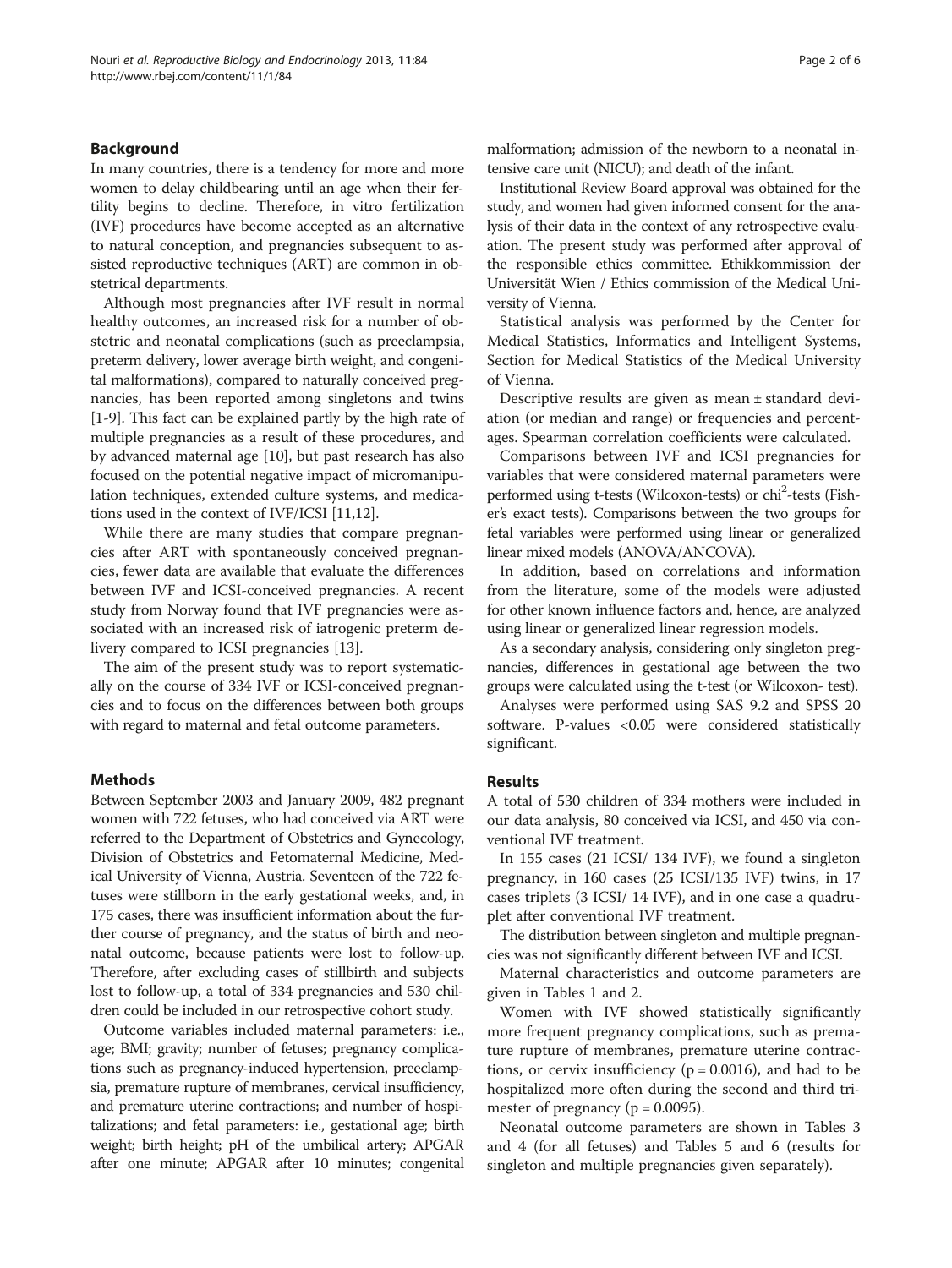## Background

In many countries, there is a tendency for more and more women to delay childbearing until an age when their fertility begins to decline. Therefore, in vitro fertilization (IVF) procedures have become accepted as an alternative to natural conception, and pregnancies subsequent to assisted reproductive techniques (ART) are common in obstetrical departments.

Although most pregnancies after IVF result in normal healthy outcomes, an increased risk for a number of obstetric and neonatal complications (such as preeclampsia, preterm delivery, lower average birth weight, and congenital malformations), compared to naturally conceived pregnancies, has been reported among singletons and twins [1-9]. This fact can be explained partly by the high rate of multiple pregnancies as a result of these procedures, and by advanced maternal age [10], but past research has also focused on the potential negative impact of micromanipulation techniques, extended culture systems, and medications used in the context of IVF/ICSI [11,12].

While there are many studies that compare pregnancies after ART with spontaneously conceived pregnancies, fewer data are available that evaluate the differences between IVF and ICSI-conceived pregnancies. A recent study from Norway found that IVF pregnancies were associated with an increased risk of iatrogenic preterm delivery compared to ICSI pregnancies [13].

The aim of the present study was to report systematically on the course of 334 IVF or ICSI-conceived pregnancies and to focus on the differences between both groups with regard to maternal and fetal outcome parameters.

## Methods

Between September 2003 and January 2009, 482 pregnant women with 722 fetuses, who had conceived via ART were referred to the Department of Obstetrics and Gynecology, Division of Obstetrics and Fetomaternal Medicine, Medical University of Vienna, Austria. Seventeen of the 722 fetuses were stillborn in the early gestational weeks, and, in 175 cases, there was insufficient information about the further course of pregnancy, and the status of birth and neonatal outcome, because patients were lost to follow-up. Therefore, after excluding cases of stillbirth and subjects lost to follow-up, a total of 334 pregnancies and 530 children could be included in our retrospective cohort study.

Outcome variables included maternal parameters: i.e., age; BMI; gravity; number of fetuses; pregnancy complications such as pregnancy-induced hypertension, preeclampsia, premature rupture of membranes, cervical insufficiency, and premature uterine contractions; and number of hospitalizations; and fetal parameters: i.e., gestational age; birth weight; birth height; pH of the umbilical artery; APGAR after one minute; APGAR after 10 minutes; congenital malformation; admission of the newborn to a neonatal intensive care unit (NICU); and death of the infant.

Institutional Review Board approval was obtained for the study, and women had given informed consent for the analysis of their data in the context of any retrospective evaluation. The present study was performed after approval of the responsible ethics committee. Ethikkommission der Universität Wien / Ethics commission of the Medical University of Vienna.

Statistical analysis was performed by the Center for Medical Statistics, Informatics and Intelligent Systems, Section for Medical Statistics of the Medical University of Vienna.

Descriptive results are given as mean ± standard deviation (or median and range) or frequencies and percentages. Spearman correlation coefficients were calculated.

Comparisons between IVF and ICSI pregnancies for variables that were considered maternal parameters were performed using t-tests (Wilcoxon-tests) or $chi^2$-tests (Fisher's exact tests). Comparisons between the two groups for fetal variables were performed using linear or generalized linear mixed models (ANOVA/ANCOVA).

In addition, based on correlations and information from the literature, some of the models were adjusted for other known influence factors and, hence, are analyzed using linear or generalized linear regression models.

As a secondary analysis, considering only singleton pregnancies, differences in gestational age between the two groups were calculated using the t-test (or Wilcoxon- test).

Analyses were performed using SAS 9.2 and SPSS 20 software. P-values <0.05 were considered statistically significant.

## Results

A total of 530 children of 334 mothers were included in our data analysis, 80 conceived via ICSI, and 450 via conventional IVF treatment.

In 155 cases (21 ICSI/ 134 IVF), we found a singleton pregnancy, in 160 cases (25 ICSI/135 IVF) twins, in 17 cases triplets (3 ICSI/ 14 IVF), and in one case a quadruplet after conventional IVF treatment.

The distribution between singleton and multiple pregnancies was not significantly different between IVF and ICSI.

Maternal characteristics and outcome parameters are given in Tables 1 and 2.

Women with IVF showed statistically significantly more frequent pregnancy complications, such as premature rupture of membranes, premature uterine contractions, or cervix insufficiency ($p = 0.0016$), and had to be hospitalized more often during the second and third trimester of pregnancy ($p = 0.0095$).

Neonatal outcome parameters are shown in Tables 3 and 4 (for all fetuses) and Tables 5 and 6 (results for singleton and multiple pregnancies given separately).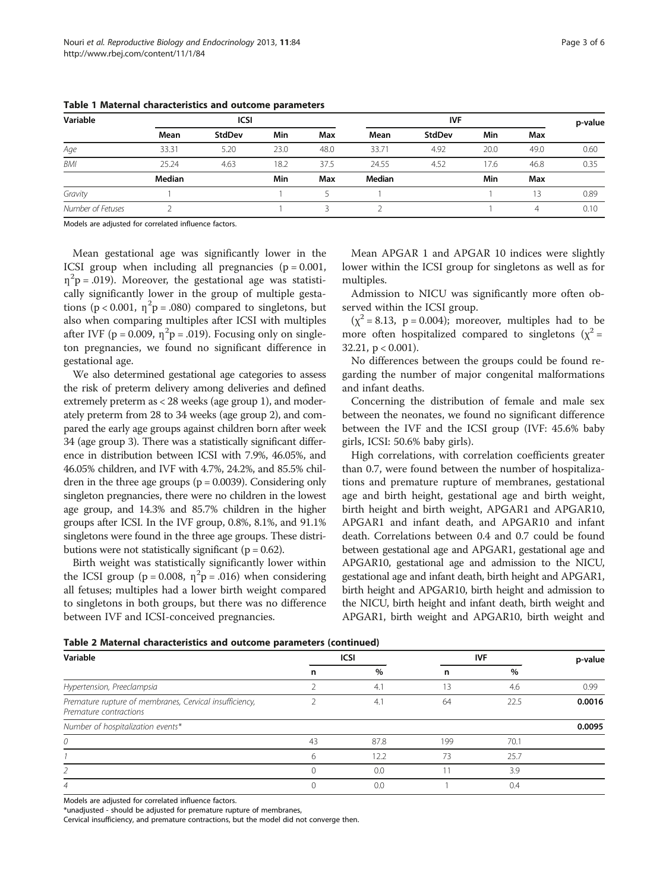**Table 1 Maternal characteristics and outcome parameters**

| Variable | ICSI | | | | IVF | | | | p-value |
|---|---|---|---|---|---|---|---|---|---|
| | Mean | StdDev | Min | Max | Mean | StdDev | Min | Max | |
| *Age* | 33.31 | 5.20 | 23.0 | 48.0 | 33.71 | 4.92 | 20.0 | 49.0 | 0.60 |
| *BMI* | 25.24 | 4.63 | 18.2 | 37.5 | 24.55 | 4.52 | 17.6 | 46.8 | 0.35 |
| | Median | | Min | Max | Median | | Min | Max | |
| *Gravity* | 1 | | 1 | 5 | 1 | | 1 | 13 | 0.89 |
| *Number of Fetuses* | 2 | | 1 | 3 | 2 | | 1 | 4 | 0.10 |

Models are adjusted for correlated influence factors.

Mean gestational age was significantly lower in the ICSI group when including all pregnancies ($p = 0.001$, $\eta^2p = .019$). Moreover, the gestational age was statistically significantly lower in the group of multiple gestations ($p < 0.001$, $\eta^2p = .080$) compared to singletons, but also when comparing multiples after ICSI with multiples after IVF ($p = 0.009$, $\eta^2p = .019$). Focusing only on singleton pregnancies, we found no significant difference in gestational age.

We also determined gestational age categories to assess the risk of preterm delivery among deliveries and defined extremely preterm as < 28 weeks (age group 1), and moderately preterm from 28 to 34 weeks (age group 2), and compared the early age groups against children born after week 34 (age group 3). There was a statistically significant difference in distribution between ICSI with 7.9%, 46.05%, and 46.05% children, and IVF with 4.7%, 24.2%, and 85.5% children in the three age groups ($p = 0.0039$). Considering only singleton pregnancies, there were no children in the lowest age group, and 14.3% and 85.7% children in the higher groups after ICSI. In the IVF group, 0.8%, 8.1%, and 91.1% singletons were found in the three age groups. These distributions were not statistically significant ($p = 0.62$).

Birth weight was statistically significantly lower within the ICSI group ($p = 0.008$, $\eta^2p = .016$) when considering all fetuses; multiples had a lower birth weight compared to singletons in both groups, but there was no difference between IVF and ICSI-conceived pregnancies.

Mean APGAR 1 and APGAR 10 indices were slightly lower within the ICSI group for singletons as well as for multiples.

Admission to NICU was significantly more often observed within the ICSI group.

($\chi^2 = 8.13$, $p = 0.004$); moreover, multiples had to be more often hospitalized compared to singletons ($\chi^2 = 32.21$, $p < 0.001$).

No differences between the groups could be found regarding the number of major congenital malformations and infant deaths.

Concerning the distribution of female and male sex between the neonates, we found no significant difference between the IVF and the ICSI group (IVF: 45.6% baby girls, ICSI: 50.6% baby girls).

High correlations, with correlation coefficients greater than 0.7, were found between the number of hospitalizations and premature rupture of membranes, gestational age and birth height, gestational age and birth weight, birth height and birth weight, APGAR1 and APGAR10, APGAR1 and infant death, and APGAR10 and infant death. Correlations between 0.4 and 0.7 could be found between gestational age and APGAR1, gestational age and APGAR10, gestational age and admission to the NICU, gestational age and infant death, birth height and APGAR1, birth height and APGAR10, birth height and admission to the NICU, birth height and infant death, birth weight and APGAR1, birth weight and APGAR10, birth weight and

**Table 2 Maternal characteristics and outcome parameters (continued)**

| Variable | ICSI | | IVF | | p-value |
|---|---|---|---|---|---|
| | n | % | n | % | |
| *Hypertension, Preeclampsia* | 2 | 4.1 | 13 | 4.6 | 0.99 |
| *Premature rupture of membranes, Cervical insufficiency, Premature contractions* | 2 | 4.1 | 64 | 22.5 | **0.0016** |
| *Number of hospitalization events\** | | | | | **0.0095** |
| *0* | 43 | 87.8 | 199 | 70.1 | |
| *1* | 6 | 12.2 | 73 | 25.7 | |
| *2* | 0 | 0.0 | 11 | 3.9 | |
| *4* | 0 | 0.0 | 1 | 0.4 | |

Models are adjusted for correlated influence factors.
*unadjusted - should be adjusted for premature rupture of membranes,
Cervical insufficiency, and premature contractions, but the model did not converge then.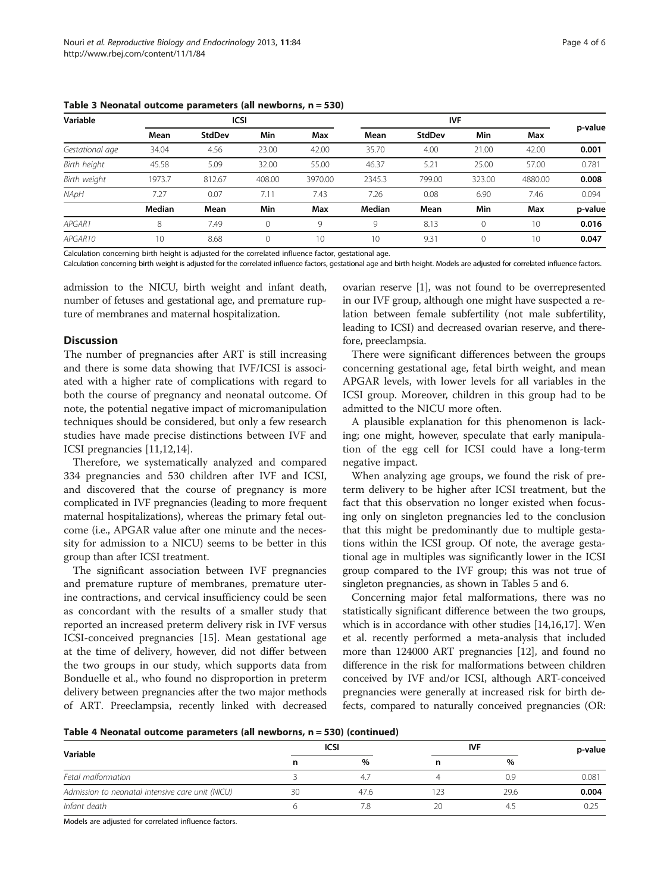**Table 3 Neonatal outcome parameters (all newborns, n = 530)**

| Variable | ICSI | | | | IVF | | | | p-value |
|---|---|---|---|---|---|---|---|---|---|
| | Mean | StdDev | Min | Max | Mean | StdDev | Min | Max | |
| *Gestational age* | 34.04 | 4.56 | 23.00 | 42.00 | 35.70 | 4.00 | 21.00 | 42.00 | **0.001** |
| *Birth height* | 45.58 | 5.09 | 32.00 | 55.00 | 46.37 | 5.21 | 25.00 | 57.00 | 0.781 |
| *Birth weight* | 1973.7 | 812.67 | 408.00 | 3970.00 | 2345.3 | 799.00 | 323.00 | 4880.00 | **0.008** |
| *NApH* | 7.27 | 0.07 | 7.11 | 7.43 | 7.26 | 0.08 | 6.90 | 7.46 | 0.094 |
| | **Median** | **Mean** | **Min** | **Max** | **Median** | **Mean** | **Min** | **Max** | **p-value** |
| *APGAR1* | 8 | 7.49 | 0 | 9 | 9 | 8.13 | 0 | 10 | **0.016** |
| *APGAR10* | 10 | 8.68 | 0 | 10 | 10 | 9.31 | 0 | 10 | **0.047** |

Calculation concerning birth height is adjusted for the correlated influence factor, gestational age.
Calculation concerning birth weight is adjusted for the correlated influence factors, gestational age and birth height. Models are adjusted for correlated influence factors.

admission to the NICU, birth weight and infant death, number of fetuses and gestational age, and premature rupture of membranes and maternal hospitalization.

## Discussion

The number of pregnancies after ART is still increasing and there is some data showing that IVF/ICSI is associated with a higher rate of complications with regard to both the course of pregnancy and neonatal outcome. Of note, the potential negative impact of micromanipulation techniques should be considered, but only a few research studies have made precise distinctions between IVF and ICSI pregnancies [11,12,14].

Therefore, we systematically analyzed and compared 334 pregnancies and 530 children after IVF and ICSI, and discovered that the course of pregnancy is more complicated in IVF pregnancies (leading to more frequent maternal hospitalizations), whereas the primary fetal outcome (i.e., APGAR value after one minute and the necessity for admission to a NICU) seems to be better in this group than after ICSI treatment.

The significant association between IVF pregnancies and premature rupture of membranes, premature uterine contractions, and cervical insufficiency could be seen as concordant with the results of a smaller study that reported an increased preterm delivery risk in IVF versus ICSI-conceived pregnancies [15]. Mean gestational age at the time of delivery, however, did not differ between the two groups in our study, which supports data from Bonduelle et al., who found no disproportion in preterm delivery between pregnancies after the two major methods of ART. Preeclampsia, recently linked with decreased ovarian reserve [1], was not found to be overrepresented in our IVF group, although one might have suspected a relation between female subfertility (not male subfertility, leading to ICSI) and decreased ovarian reserve, and therefore, preeclampsia.

There were significant differences between the groups concerning gestational age, fetal birth weight, and mean APGAR levels, with lower levels for all variables in the ICSI group. Moreover, children in this group had to be admitted to the NICU more often.

A plausible explanation for this phenomenon is lacking; one might, however, speculate that early manipulation of the egg cell for ICSI could have a long-term negative impact.

When analyzing age groups, we found the risk of preterm delivery to be higher after ICSI treatment, but the fact that this observation no longer existed when focusing only on singleton pregnancies led to the conclusion that this might be predominantly due to multiple gestations within the ICSI group. Of note, the average gestational age in multiples was significantly lower in the ICSI group compared to the IVF group; this was not true of singleton pregnancies, as shown in Tables 5 and 6.

Concerning major fetal malformations, there was no statistically significant difference between the two groups, which is in accordance with other studies [14,16,17]. Wen et al. recently performed a meta-analysis that included more than 124000 ART pregnancies [12], and found no difference in the risk for malformations between children conceived by IVF and/or ICSI, although ART-conceived pregnancies were generally at increased risk for birth defects, compared to naturally conceived pregnancies (OR:

**Table 4 Neonatal outcome parameters (all newborns, n = 530) (continued)**

| Variable | ICSI | | IVF | | p-value |
|---|---|---|---|---|---|
| | n | % | n | % | |
| *Fetal malformation* | 3 | 4.7 | 4 | 0.9 | 0.081 |
| *Admission to neonatal intensive care unit (NICU)* | 30 | 47.6 | 123 | 29.6 | **0.004** |
| *Infant death* | 6 | 7.8 | 20 | 4.5 | 0.25 |

Models are adjusted for correlated influence factors.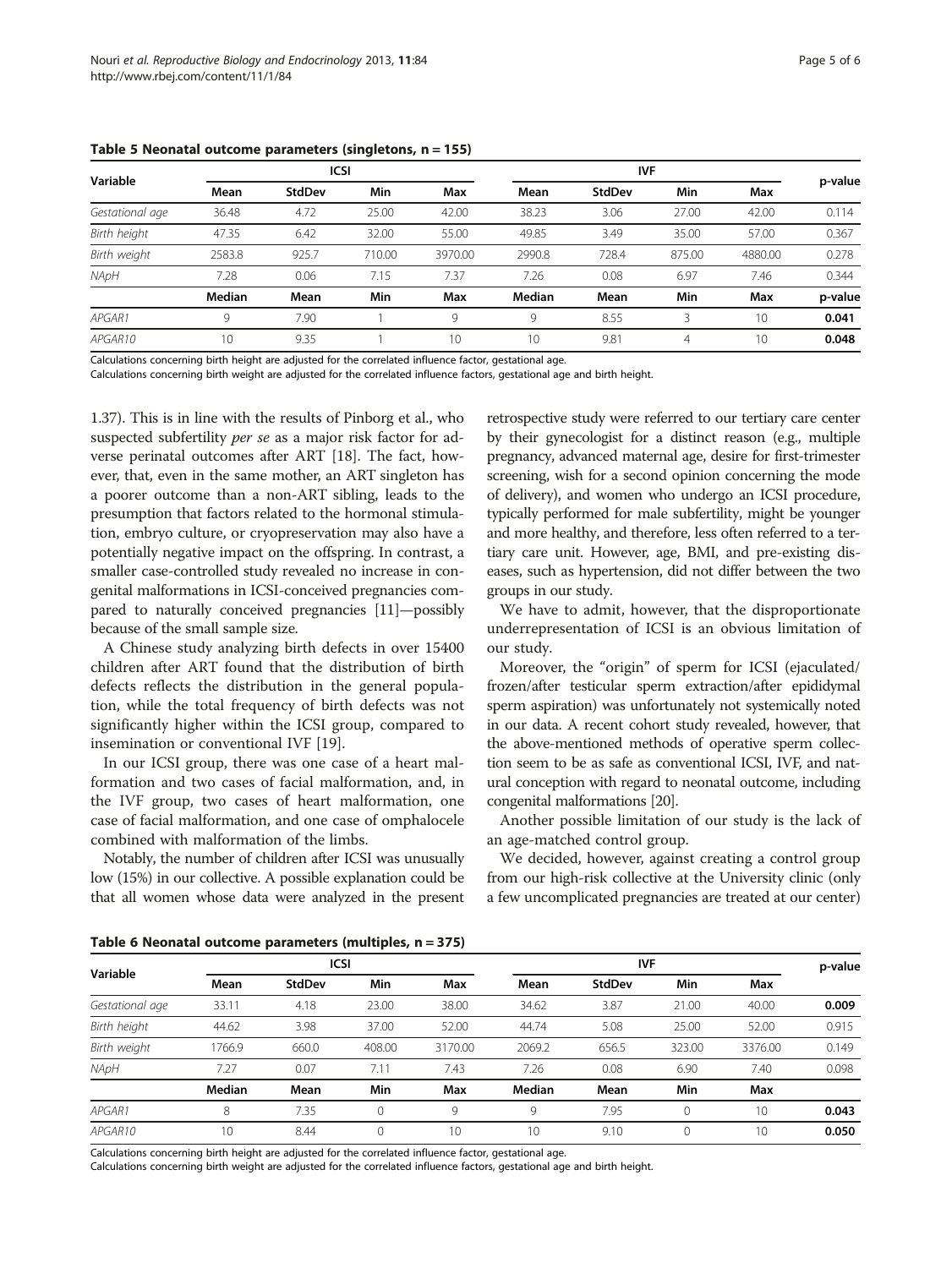**Table 5 Neonatal outcome parameters (singletons, n = 155)**

| Variable | ICSI | | | | IVF | | | | p-value |
|---|---|---|---|---|---|---|---|---|---|
| | Mean | StdDev | Min | Max | Mean | StdDev | Min | Max | |
| *Gestational age* | 36.48 | 4.72 | 25.00 | 42.00 | 38.23 | 3.06 | 27.00 | 42.00 | 0.114 |
| *Birth height* | 47.35 | 6.42 | 32.00 | 55.00 | 49.85 | 3.49 | 35.00 | 57.00 | 0.367 |
| *Birth weight* | 2583.8 | 925.7 | 710.00 | 3970.00 | 2990.8 | 728.4 | 875.00 | 4880.00 | 0.278 |
| *NApH* | 7.28 | 0.06 | 7.15 | 7.37 | 7.26 | 0.08 | 6.97 | 7.46 | 0.344 |
| | **Median** | **Mean** | **Min** | **Max** | **Median** | **Mean** | **Min** | **Max** | **p-value** |
| *APGAR1* | 9 | 7.90 | 1 | 9 | 9 | 8.55 | 3 | 10 | **0.041** |
| *APGAR10* | 10 | 9.35 | 1 | 10 | 10 | 9.81 | 4 | 10 | **0.048** |

Calculations concerning birth height are adjusted for the correlated influence factor, gestational age.
Calculations concerning birth weight are adjusted for the correlated influence factors, gestational age and birth height.

1.37). This is in line with the results of Pinborg et al., who suspected subfertility *per se* as a major risk factor for adverse perinatal outcomes after ART [18]. The fact, however, that, even in the same mother, an ART singleton has a poorer outcome than a non-ART sibling, leads to the presumption that factors related to the hormonal stimulation, embryo culture, or cryopreservation may also have a potentially negative impact on the offspring. In contrast, a smaller case-controlled study revealed no increase in congenital malformations in ICSI-conceived pregnancies compared to naturally conceived pregnancies [11]—possibly because of the small sample size.

A Chinese study analyzing birth defects in over 15400 children after ART found that the distribution of birth defects reflects the distribution in the general population, while the total frequency of birth defects was not significantly higher within the ICSI group, compared to insemination or conventional IVF [19].

In our ICSI group, there was one case of a heart malformation and two cases of facial malformation, and, in the IVF group, two cases of heart malformation, one case of facial malformation, and one case of omphalocele combined with malformation of the limbs.

Notably, the number of children after ICSI was unusually low (15%) in our collective. A possible explanation could be that all women whose data were analyzed in the present retrospective study were referred to our tertiary care center by their gynecologist for a distinct reason (e.g., multiple pregnancy, advanced maternal age, desire for first-trimester screening, wish for a second opinion concerning the mode of delivery), and women who undergo an ICSI procedure, typically performed for male subfertility, might be younger and more healthy, and therefore, less often referred to a tertiary care unit. However, age, BMI, and pre-existing diseases, such as hypertension, did not differ between the two groups in our study.

We have to admit, however, that the disproportionate underrepresentation of ICSI is an obvious limitation of our study.

Moreover, the "origin" of sperm for ICSI (ejaculated/frozen/after testicular sperm extraction/after epididymal sperm aspiration) was unfortunately not systemically noted in our data. A recent cohort study revealed, however, that the above-mentioned methods of operative sperm collection seem to be as safe as conventional ICSI, IVF, and natural conception with regard to neonatal outcome, including congenital malformations [20].

Another possible limitation of our study is the lack of an age-matched control group.

We decided, however, against creating a control group from our high-risk collective at the University clinic (only a few uncomplicated pregnancies are treated at our center)

**Table 6 Neonatal outcome parameters (multiples, n = 375)**

| Variable | ICSI | | | | IVF | | | | p-value |
|---|---|---|---|---|---|---|---|---|---|
| | Mean | StdDev | Min | Max | Mean | StdDev | Min | Max | |
| *Gestational age* | 33.11 | 4.18 | 23.00 | 38.00 | 34.62 | 3.87 | 21.00 | 40.00 | **0.009** |
| *Birth height* | 44.62 | 3.98 | 37.00 | 52.00 | 44.74 | 5.08 | 25.00 | 52.00 | 0.915 |
| *Birth weight* | 1766.9 | 660.0 | 408.00 | 3170.00 | 2069.2 | 656.5 | 323.00 | 3376.00 | 0.149 |
| *NApH* | 7.27 | 0.07 | 7.11 | 7.43 | 7.26 | 0.08 | 6.90 | 7.40 | 0.098 |
| | **Median** | **Mean** | **Min** | **Max** | **Median** | **Mean** | **Min** | **Max** | |
| *APGAR1* | 8 | 7.35 | 0 | 9 | 9 | 7.95 | 0 | 10 | **0.043** |
| *APGAR10* | 10 | 8.44 | 0 | 10 | 10 | 9.10 | 0 | 10 | **0.050** |

Calculations concerning birth height are adjusted for the correlated influence factor, gestational age.
Calculations concerning birth weight are adjusted for the correlated influence factors, gestational age and birth height.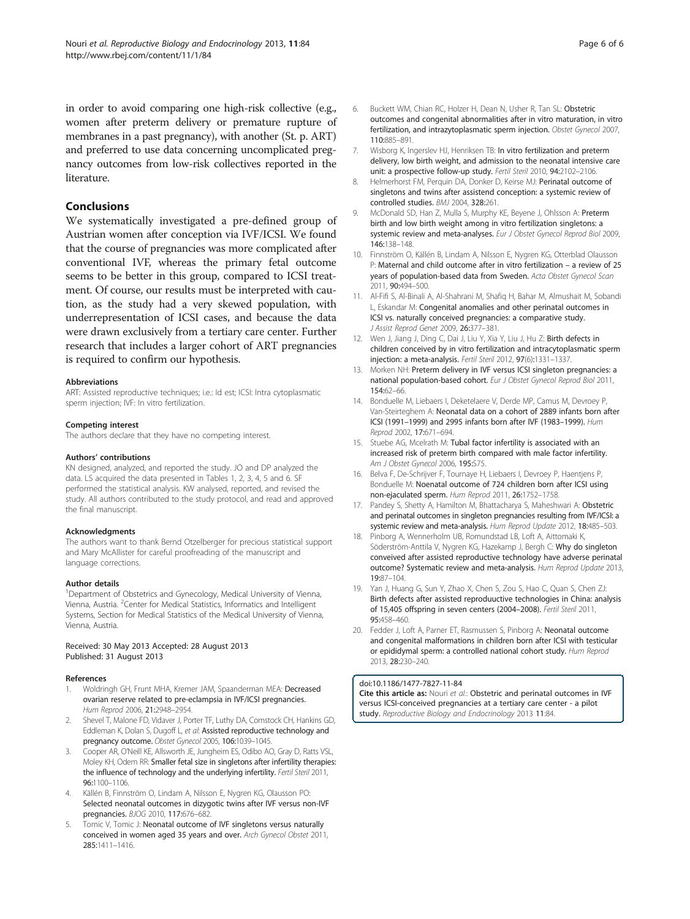in order to avoid comparing one high-risk collective (e.g., women after preterm delivery or premature rupture of membranes in a past pregnancy), with another (St. p. ART) and preferred to use data concerning uncomplicated pregnancy outcomes from low-risk collectives reported in the literature.

## Conclusions

We systematically investigated a pre-defined group of Austrian women after conception via IVF/ICSI. We found that the course of pregnancies was more complicated after conventional IVF, whereas the primary fetal outcome seems to be better in this group, compared to ICSI treatment. Of course, our results must be interpreted with caution, as the study had a very skewed population, with underrepresentation of ICSI cases, and because the data were drawn exclusively from a tertiary care center. Further research that includes a larger cohort of ART pregnancies is required to confirm our hypothesis.

#### Abbreviations

ART: Assisted reproductive techniques; i.e.: Id est; ICSI: Intra cytoplasmatic sperm injection; IVF: In vitro fertilization.

#### Competing interest

The authors declare that they have no competing interest.

#### Authors' contributions

KN designed, analyzed, and reported the study. JO and DP analyzed the data. LS acquired the data presented in Tables 1, 2, 3, 4, 5 and 6. SF performed the statistical analysis. KW analysed, reported, and revised the study. All authors contributed to the study protocol, and read and approved the final manuscript.

#### Acknowledgments

The authors want to thank Bernd Otzelberger for precious statistical support and Mary McAllister for careful proofreading of the manuscript and language corrections.

#### Author details

[1]Department of Obstetrics and Gynecology, Medical University of Vienna, Vienna, Austria. [2]Center for Medical Statistics, Informatics and Intelligent Systems, Section for Medical Statistics of the Medical University of Vienna, Vienna, Austria.

Received: 30 May 2013 Accepted: 28 August 2013
Published: 31 August 2013

#### References

1. Woldringh GH, Frunt MHA, Kremer JAM, Spaanderman MEA: **Decreased ovarian reserve related to pre-eclampsia in IVF/ICSI pregnancies.** *Hum Reprod* 2006, **21:**2948–2954.
2. Shevel T, Malone FD, Vidaver J, Porter TF, Luthy DA, Comstock CH, Hankins GD, Eddleman K, Dolan S, Dugoff L, *et al*: **Assisted reproductive technology and pregnancy outcome.** *Obstet Gynecol* 2005, **106:**1039–1045.
3. Cooper AR, O'Neill KE, Allsworth JE, Jungheim ES, Odibo AO, Gray D, Ratts VSL, Moley KH, Odem RR: **Smaller fetal size in singletons after infertility therapies: the influence of technology and the underlying infertility.** *Fertil Steril* 2011, **96:**1100–1106.
4. Källén B, Finnström O, Lindam A, Nilsson E, Nygren KG, Olausson PO: **Selected neonatal outcomes in dizygotic twins after IVF versus non-IVF pregnancies.** *BJOG* 2010, **117:**676–682.
5. Tomic V, Tomic J: **Neonatal outcome of IVF singletons versus naturally conceived in women aged 35 years and over.** *Arch Gynecol Obstet* 2011, **285:**1411–1416.
6. Buckett WM, Chian RC, Holzer H, Dean N, Usher R, Tan SL: **Obstetric outcomes and congenital abnormalities after in vitro maturation, in vitro fertilization, and intrazytoplasmatic sperm injection.** *Obstet Gynecol* 2007, **110:**885–891.
7. Wisborg K, Ingerslev HJ, Henriksen TB: **In vitro fertilization and preterm delivery, low birth weight, and admission to the neonatal intensive care unit: a prospective follow-up study.** *Fertil Steril* 2010, **94:**2102–2106.
8. Helmerhorst FM, Perquin DA, Donker D, Keirse MJ: **Perinatal outcome of singletons and twins after assistend conception: a systemic review of controlled studies.** *BMJ* 2004, **328:**261.
9. McDonald SD, Han Z, Mulla S, Murphy KE, Beyene J, Ohlsson A: **Preterm birth and low birth weight among in vitro fertilization singletons: a systemic review and meta-analyses.** *Eur J Obstet Gynecol Reprod Biol* 2009, **146:**138–148.
10. Finnström O, Källén B, Lindam A, Nilsson E, Nygren KG, Otterblad Olausson P: **Maternal and child outcome after in vitro fertilization – a review of 25 years of population-based data from Sweden.** *Acta Obstet Gynecol Scan* 2011, **90:**494–500.
11. Al-Fifi S, Al-Binali A, Al-Shahrani M, Shafiq H, Bahar M, Almushait M, Sobandi L, Eskandar M: **Congenital anomalies and other perinatal outcomes in ICSI vs. naturally conceived pregnancies: a comparative study.** *J Assist Reprod Genet* 2009, **26:**377–381.
12. Wen J, Jiang J, Ding C, Dai J, Liu Y, Xia Y, Liu J, Hu Z: **Birth defects in children conceived by in vitro fertilization and intracytoplasmatic sperm injection: a meta-analysis.** *Fertil Steril* 2012, **97**(6):1331–1337.
13. Morken NH: **Preterm delivery in IVF versus ICSI singleton pregnancies: a national population-based cohort.** *Eur J Obstet Gynecol Reprod Biol* 2011, **154:**62–66.
14. Bonduelle M, Liebaers I, Deketelaere V, Derde MP, Camus M, Devroey P, Van-Steirteghem A: **Neonatal data on a cohort of 2889 infants born after ICSI (1991–1999) and 2995 infants born after IVF (1983–1999).** *Hum Reprod* 2002, **17:**671–694.
15. Stuebe AG, Mcelrath M: **Tubal factor infertility is associated with an increased risk of preterm birth compared with male factor infertility.** *Am J Obstet Gynecol* 2006, **195:**S75.
16. Belva F, De-Schrijver F, Tournaye H, Liebaers I, Devroey P, Haentjens P, Bonduelle M: **Noenatal outcome of 724 children born after ICSI using non-ejaculated sperm.** *Hum Reprod* 2011, **26:**1752–1758.
17. Pandey S, Shetty A, Hamilton M, Bhattacharya S, Maheshwari A: **Obstetric and perinatal outcomes in singleton pregnancies resulting from IVF/ICSI: a systemic review and meta-analysis.** *Hum Reprod Update* 2012, **18:**485–503.
18. Pinborg A, Wennerholm UB, Romundstad LB, Loft A, Aittomaki K, Söderström-Anttila V, Nygren KG, Hazekamp J, Bergh C: **Why do singleton conveived after assisted reproductive technology have adverse perinatal outcome? Systematic review and meta-analysis.** *Hum Reprod Update* 2013, **19:**87–104.
19. Yan J, Huang G, Sun Y, Zhao X, Chen S, Zou S, Hao C, Quan S, Chen ZJ: **Birth defects after assisted reproduuctive technologies in China: analysis of 15,405 offspring in seven centers (2004–2008).** *Fertil Steril* 2011, **95:**458–460.
20. Fedder J, Loft A, Parner ET, Rasmussen S, Pinborg A: **Neonatal outcome and congenital malformations in children born after ICSI with testicular or epididymal sperm: a controlled national cohort study.** *Hum Reprod* 2013, **28:**230–240.

doi:10.1186/1477-7827-11-84
**Cite this article as:** Nouri *et al.*: Obstetric and perinatal outcomes in IVF versus ICSI-conceived pregnancies at a tertiary care center - a pilot study. *Reproductive Biology and Endocrinology* 2013 **11**:84.